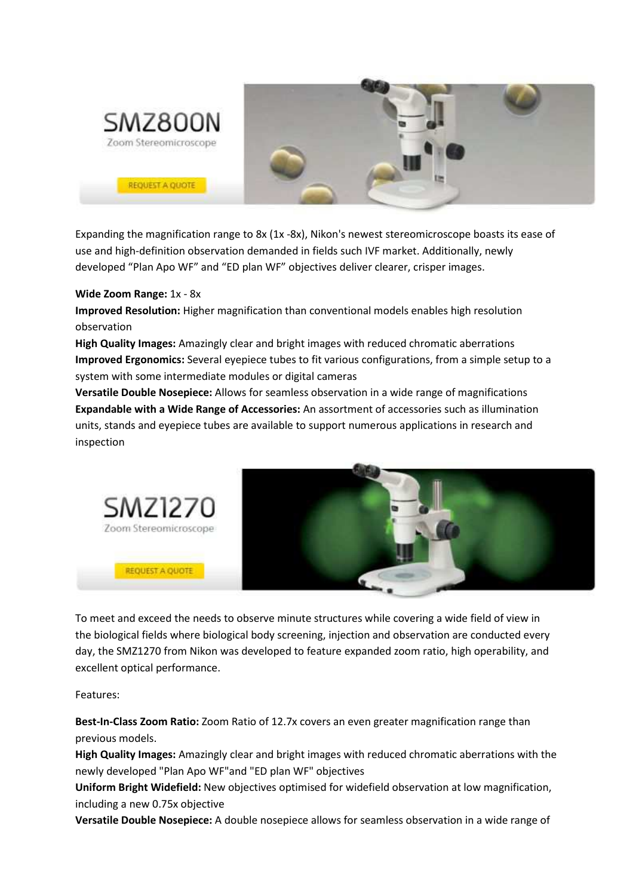## SMZ800N

Zoom Stereomicroscope

REQUEST A QUOTE

Expanding the magnification range to 8x (1x -8x), Nikon's newest stereomicroscope boasts its ease of use and high-definition observation demanded in fields such IVF market. Additionally, newly developed "Plan Apo WF" and "ED plan WF" objectives deliver clearer, crisper images.

**Wide Zoom Range:** 1x - 8x
**Improved Resolution:** Higher magnification than conventional models enables high resolution observation
**High Quality Images:** Amazingly clear and bright images with reduced chromatic aberrations
**Improved Ergonomics:** Several eyepiece tubes to fit various configurations, from a simple setup to a system with some intermediate modules or digital cameras
**Versatile Double Nosepiece:** Allows for seamless observation in a wide range of magnifications
**Expandable with a Wide Range of Accessories:** An assortment of accessories such as illumination units, stands and eyepiece tubes are available to support numerous applications in research and inspection

## SMZ1270

Zoom Stereomicroscope

REQUEST A QUOTE

To meet and exceed the needs to observe minute structures while covering a wide field of view in the biological fields where biological body screening, injection and observation are conducted every day, the SMZ1270 from Nikon was developed to feature expanded zoom ratio, high operability, and excellent optical performance.

Features:

**Best-In-Class Zoom Ratio:** Zoom Ratio of 12.7x covers an even greater magnification range than previous models.
**High Quality Images:** Amazingly clear and bright images with reduced chromatic aberrations with the newly developed "Plan Apo WF"and "ED plan WF" objectives
**Uniform Bright Widefield:** New objectives optimised for widefield observation at low magnification, including a new 0.75x objective
**Versatile Double Nosepiece:** A double nosepiece allows for seamless observation in a wide range of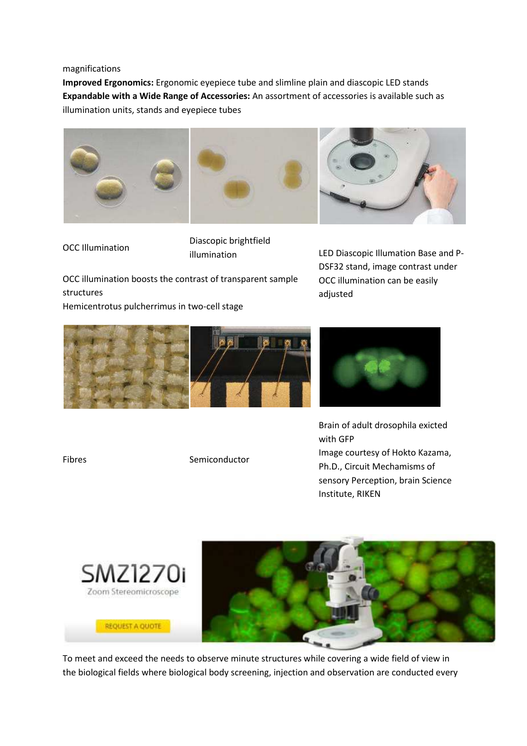magnifications

**Improved Ergonomics:** Ergonomic eyepiece tube and slimline plain and diascopic LED stands

**Expandable with a Wide Range of Accessories:** An assortment of accessories is available such as illumination units, stands and eyepiece tubes

OCC Illumination

Diascopic brightfield illumination

LED Diascopic Illumation Base and P-DSF32 stand, image contrast under OCC illumination can be easily adjusted

OCC illumination boosts the contrast of transparent sample structures

Hemicentrotus pulcherrimus in two-cell stage

Fibres

Semiconductor

Brain of adult drosophila exicted with GFP

Image courtesy of Hokto Kazama, Ph.D., Circuit Mechamisms of sensory Perception, brain Science Institute, RIKEN

SMZ1270i

Zoom Stereomicroscope

REQUEST A QUOTE

To meet and exceed the needs to observe minute structures while covering a wide field of view in the biological fields where biological body screening, injection and observation are conducted every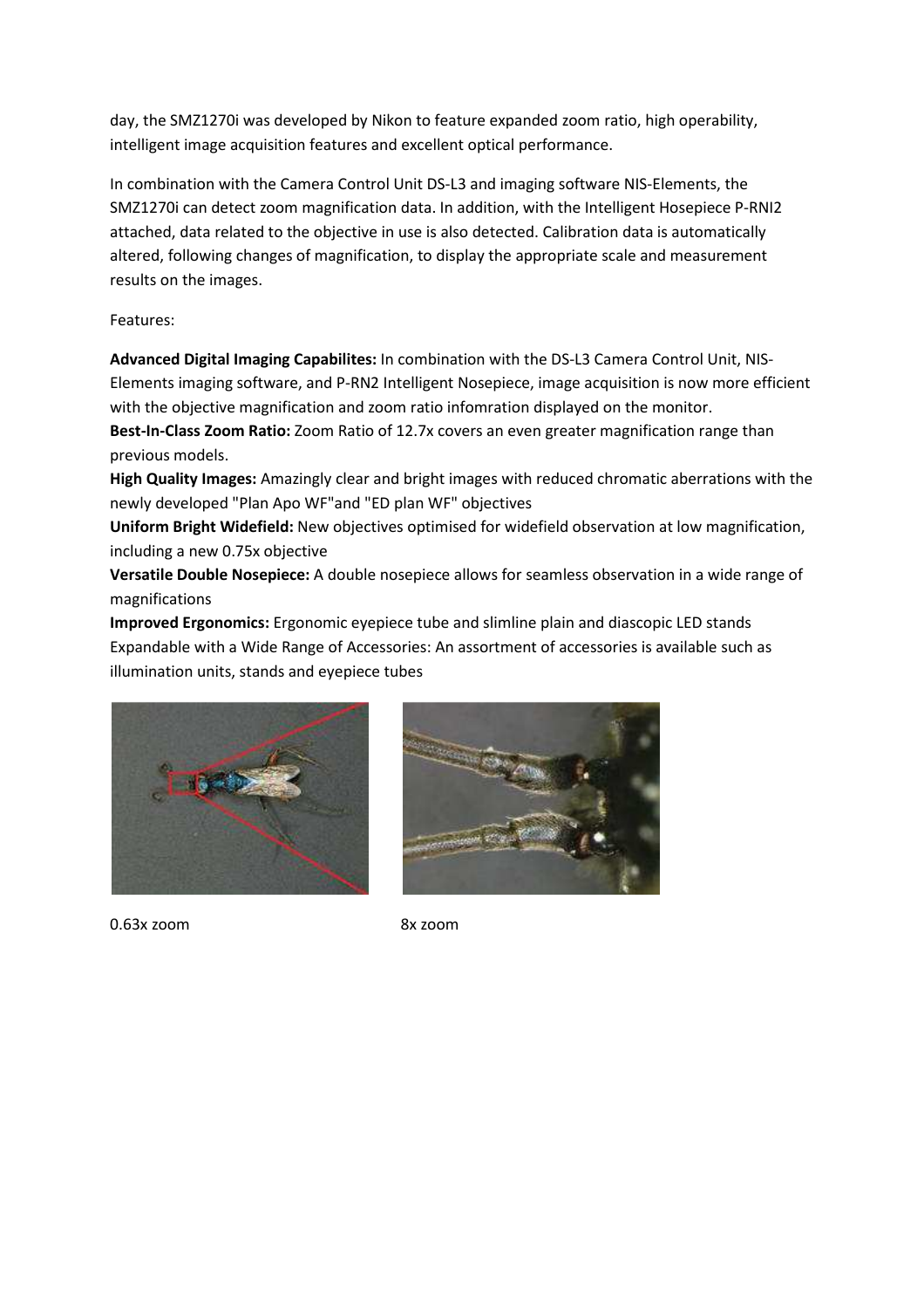day, the SMZ1270i was developed by Nikon to feature expanded zoom ratio, high operability, intelligent image acquisition features and excellent optical performance.

In combination with the Camera Control Unit DS-L3 and imaging software NIS-Elements, the SMZ1270i can detect zoom magnification data. In addition, with the Intelligent Hosepiece P-RNI2 attached, data related to the objective in use is also detected. Calibration data is automatically altered, following changes of magnification, to display the appropriate scale and measurement results on the images.

Features:

**Advanced Digital Imaging Capabilites:** In combination with the DS-L3 Camera Control Unit, NIS-Elements imaging software, and P-RN2 Intelligent Nosepiece, image acquisition is now more efficient with the objective magnification and zoom ratio infomration displayed on the monitor.
**Best-In-Class Zoom Ratio:** Zoom Ratio of 12.7x covers an even greater magnification range than previous models.
**High Quality Images:** Amazingly clear and bright images with reduced chromatic aberrations with the newly developed "Plan Apo WF"and "ED plan WF" objectives
**Uniform Bright Widefield:** New objectives optimised for widefield observation at low magnification, including a new 0.75x objective
**Versatile Double Nosepiece:** A double nosepiece allows for seamless observation in a wide range of magnifications
**Improved Ergonomics:** Ergonomic eyepiece tube and slimline plain and diascopic LED stands
Expandable with a Wide Range of Accessories: An assortment of accessories is available such as illumination units, stands and eyepiece tubes

0.63x zoom

8x zoom